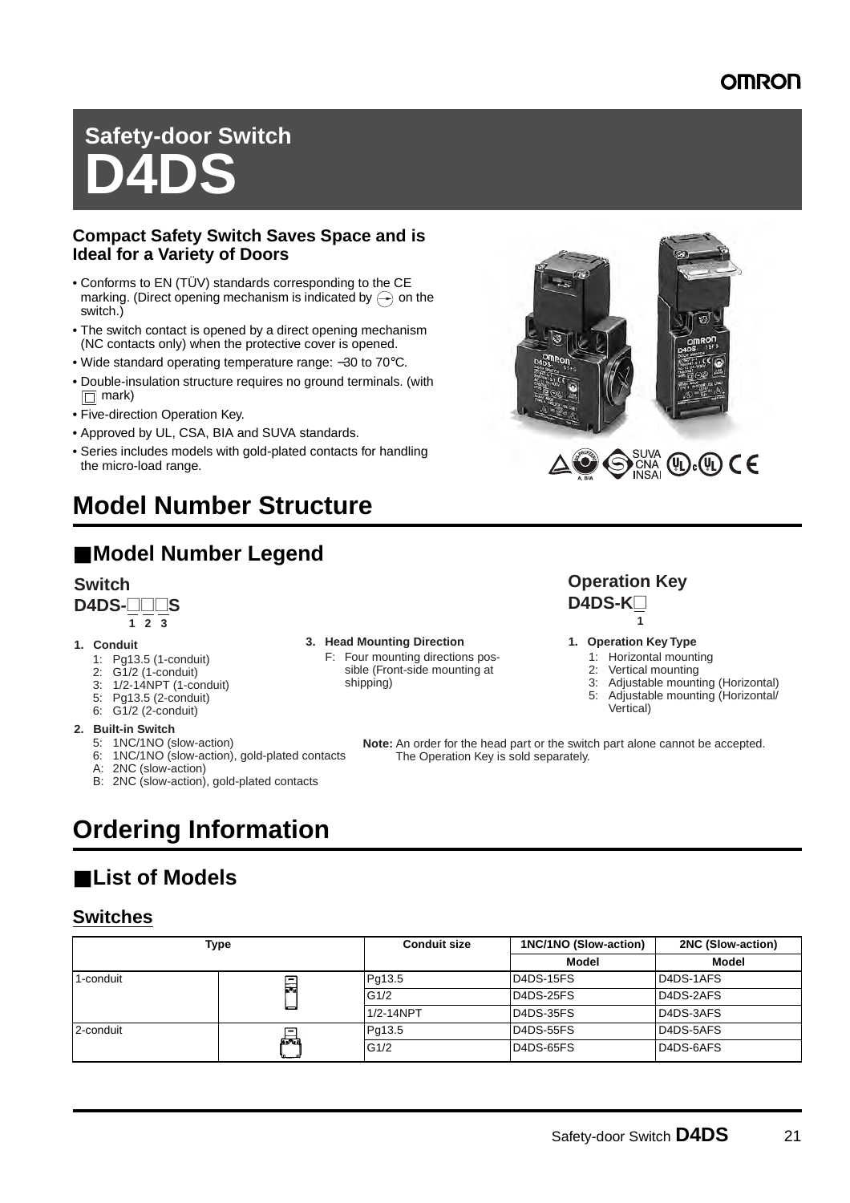# Safety-door Switch

# D4DS

**Compact Safety Switch Saves Space and is Ideal for a Variety of Doors**

- Conforms to EN (TÜV) standards corresponding to the CE marking. (Direct opening mechanism is indicated by ⊖ on the switch.)
- The switch contact is opened by a direct opening mechanism (NC contacts only) when the protective cover is opened.
- Wide standard operating temperature range: –30 to 70°C.
- Double-insulation structure requires no ground terminals. (with □ mark)
- Five-direction Operation Key.
- Approved by UL, CSA, BIA and SUVA standards.
- Series includes models with gold-plated contacts for handling the micro-load range.

# Model Number Structure

## ■Model Number Legend

### Switch

**D4DS-□□□S**

1 2 3

1. **Conduit**
   - 1: Pg13.5 (1-conduit)
   - 2: G1/2 (1-conduit)
   - 3: 1/2-14NPT (1-conduit)
   - 5: Pg13.5 (2-conduit)
   - 6: G1/2 (2-conduit)
2. **Built-in Switch**
   - 5: 1NC/1NO (slow-action)
   - 6: 1NC/1NO (slow-action), gold-plated contacts
   - A: 2NC (slow-action)
   - B: 2NC (slow-action), gold-plated contacts
3. **Head Mounting Direction**
   - F: Four mounting directions possible (Front-side mounting at shipping)

### Operation Key

**D4DS-K□**

1

1. **Operation Key Type**
   - 1: Horizontal mounting
   - 2: Vertical mounting
   - 3: Adjustable mounting (Horizontal)
   - 5: Adjustable mounting (Horizontal/Vertical)

**Note:** An order for the head part or the switch part alone cannot be accepted. The Operation Key is sold separately.

# Ordering Information

## ■List of Models

### Switches

| Type | | Conduit size | 1NC/1NO (Slow-action) | 2NC (Slow-action) |
|---|---|---|---|---|
| | | | Model | Model |
| 1-conduit | | Pg13.5 | D4DS-15FS | D4DS-1AFS |
| | | G1/2 | D4DS-25FS | D4DS-2AFS |
| | | 1/2-14NPT | D4DS-35FS | D4DS-3AFS |
| 2-conduit | | Pg13.5 | D4DS-55FS | D4DS-5AFS |
| | | G1/2 | D4DS-65FS | D4DS-6AFS |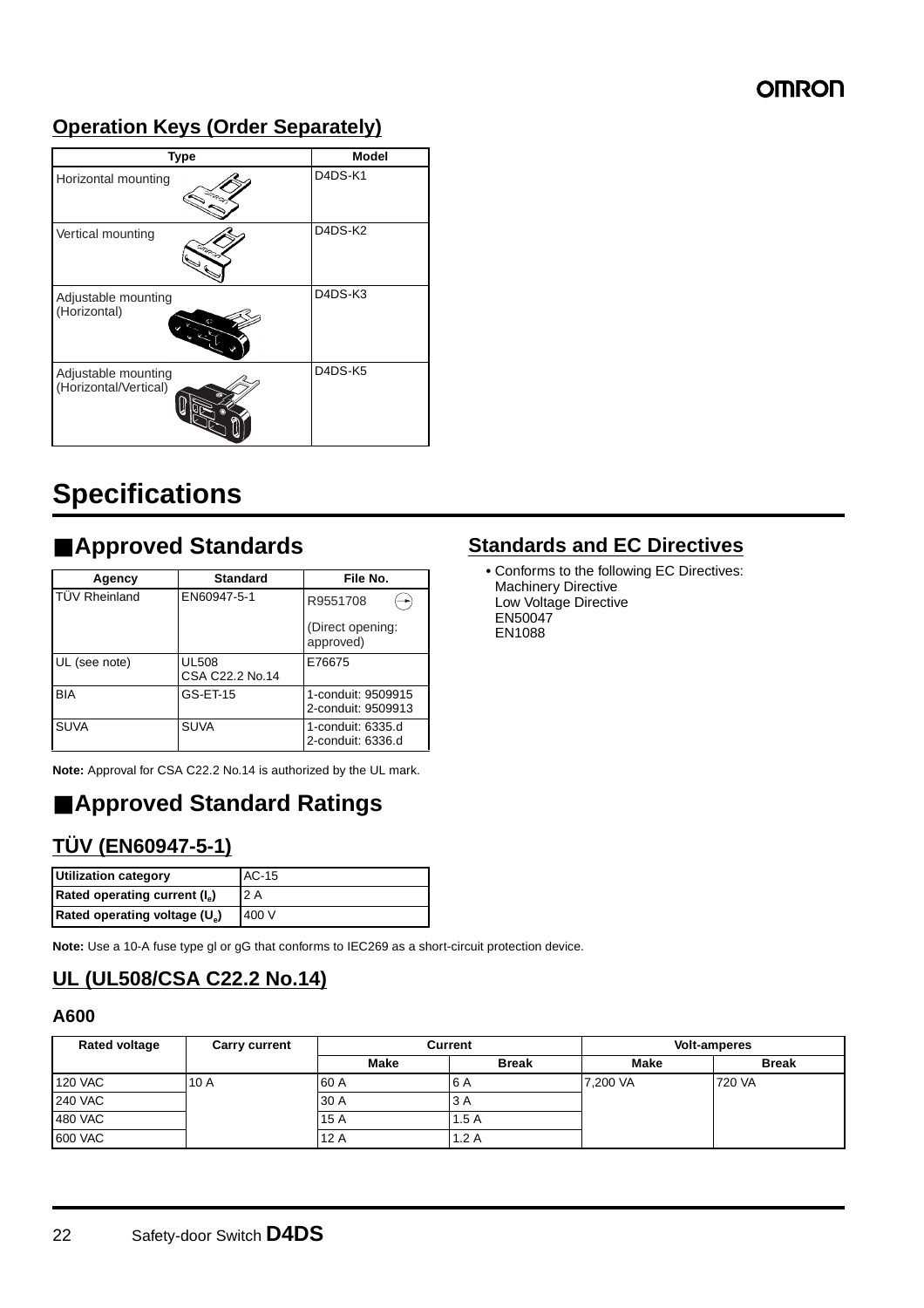## Operation Keys (Order Separately)

| Type | Model |
|---|---|
| Horizontal mounting | D4DS-K1 |
| Vertical mounting | D4DS-K2 |
| Adjustable mounting (Horizontal) | D4DS-K3 |
| Adjustable mounting (Horizontal/Vertical) | D4DS-K5 |

# Specifications

## ■Approved Standards

| Agency | Standard | File No. |
|---|---|---|
| TÜV Rheinland | EN60947-5-1 | R9551708 (Direct opening: approved) |
| UL (see note) | UL508 CSA C22.2 No.14 | E76675 |
| BIA | GS-ET-15 | 1-conduit: 9509915 2-conduit: 9509913 |
| SUVA | SUVA | 1-conduit: 6335.d 2-conduit: 6336.d |

**Note:** Approval for CSA C22.2 No.14 is authorized by the UL mark.

## Standards and EC Directives

- Conforms to the following EC Directives:
  Machinery Directive
  Low Voltage Directive
  EN50047
  EN1088

## ■Approved Standard Ratings

### TÜV (EN60947-5-1)

| Utilization category | AC-15 |
|---|---|
| Rated operating current ($I_e$) | 2 A |
| Rated operating voltage ($U_e$) | 400 V |

**Note:** Use a 10-A fuse type gl or gG that conforms to IEC269 as a short-circuit protection device.

### UL (UL508/CSA C22.2 No.14)

#### A600

| Rated voltage | Carry current | Current | | Volt-amperes | |
|---|---|---|---|---|---|
| | | Make | Break | Make | Break |
| 120 VAC | 10 A | 60 A | 6 A | 7,200 VA | 720 VA |
| 240 VAC | | 30 A | 3 A | | |
| 480 VAC | | 15 A | 1.5 A | | |
| 600 VAC | | 12 A | 1.2 A | | |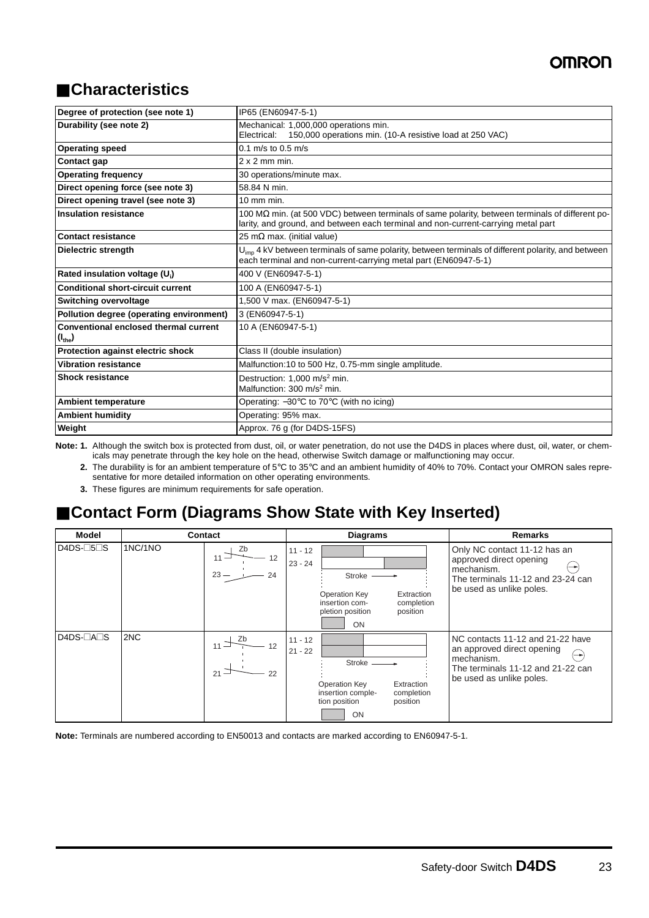## ■Characteristics

| Degree of protection (see note 1) | IP65 (EN60947-5-1) |
|---|---|
| Durability (see note 2) | Mechanical: 1,000,000 operations min.<br>Electrical: 150,000 operations min. (10-A resistive load at 250 VAC) |
| Operating speed | 0.1 m/s to 0.5 m/s |
| Contact gap | 2 x 2 mm min. |
| Operating frequency | 30 operations/minute max. |
| Direct opening force (see note 3) | 58.84 N min. |
| Direct opening travel (see note 3) | 10 mm min. |
| Insulation resistance | 100 MΩ min. (at 500 VDC) between terminals of same polarity, between terminals of different polarity, and ground, and between each terminal and non-current-carrying metal part |
| Contact resistance | 25 mΩ max. (initial value) |
| Dielectric strength | $U_{imp}$ 4 kV between terminals of same polarity, between terminals of different polarity, and between each terminal and non-current-carrying metal part (EN60947-5-1) |
| Rated insulation voltage ($U_i$) | 400 V (EN60947-5-1) |
| Conditional short-circuit current | 100 A (EN60947-5-1) |
| Switching overvoltage | 1,500 V max. (EN60947-5-1) |
| Pollution degree (operating environment) | 3 (EN60947-5-1) |
| Conventional enclosed thermal current ($I_{the}$) | 10 A (EN60947-5-1) |
| Protection against electric shock | Class II (double insulation) |
| Vibration resistance | Malfunction:10 to 500 Hz, 0.75-mm single amplitude. |
| Shock resistance | Destruction: 1,000 $m/s^2$ min.<br>Malfunction: 300 $m/s^2$ min. |
| Ambient temperature | Operating: −30°C to 70°C (with no icing) |
| Ambient humidity | Operating: 95% max. |
| Weight | Approx. 76 g (for D4DS-15FS) |

**Note: 1.** Although the switch box is protected from dust, oil, or water penetration, do not use the D4DS in places where dust, oil, water, or chemicals may penetrate through the key hole on the head, otherwise Switch damage or malfunctioning may occur.

**2.** The durability is for an ambient temperature of 5°C to 35°C and an ambient humidity of 40% to 70%. Contact your OMRON sales representative for more detailed information on other operating environments.

**3.** These figures are minimum requirements for safe operation.

## ■Contact Form (Diagrams Show State with Key Inserted)

| Model | Contact | | Diagrams | Remarks |
|---|---|---|---|---|
| D4DS-□5□S | 1NC/1NO | Zb: 11–12, 23–24 | 11 - 12<br>23 - 24<br>Stroke →<br>Operation Key insertion completion position / Extraction completion position<br>ON | Only NC contact 11-12 has an approved direct opening mechanism. The terminals 11-12 and 23-24 can be used as unlike poles. |
| D4DS-□A□S | 2NC | Zb: 11–12, 21–22 | 11 - 12<br>21 - 22<br>Stroke →<br>Operation Key insertion completion position / Extraction completion position<br>ON | NC contacts 11-12 and 21-22 have an approved direct opening mechanism. The terminals 11-12 and 21-22 can be used as unlike poles. |

**Note:** Terminals are numbered according to EN50013 and contacts are marked according to EN60947-5-1.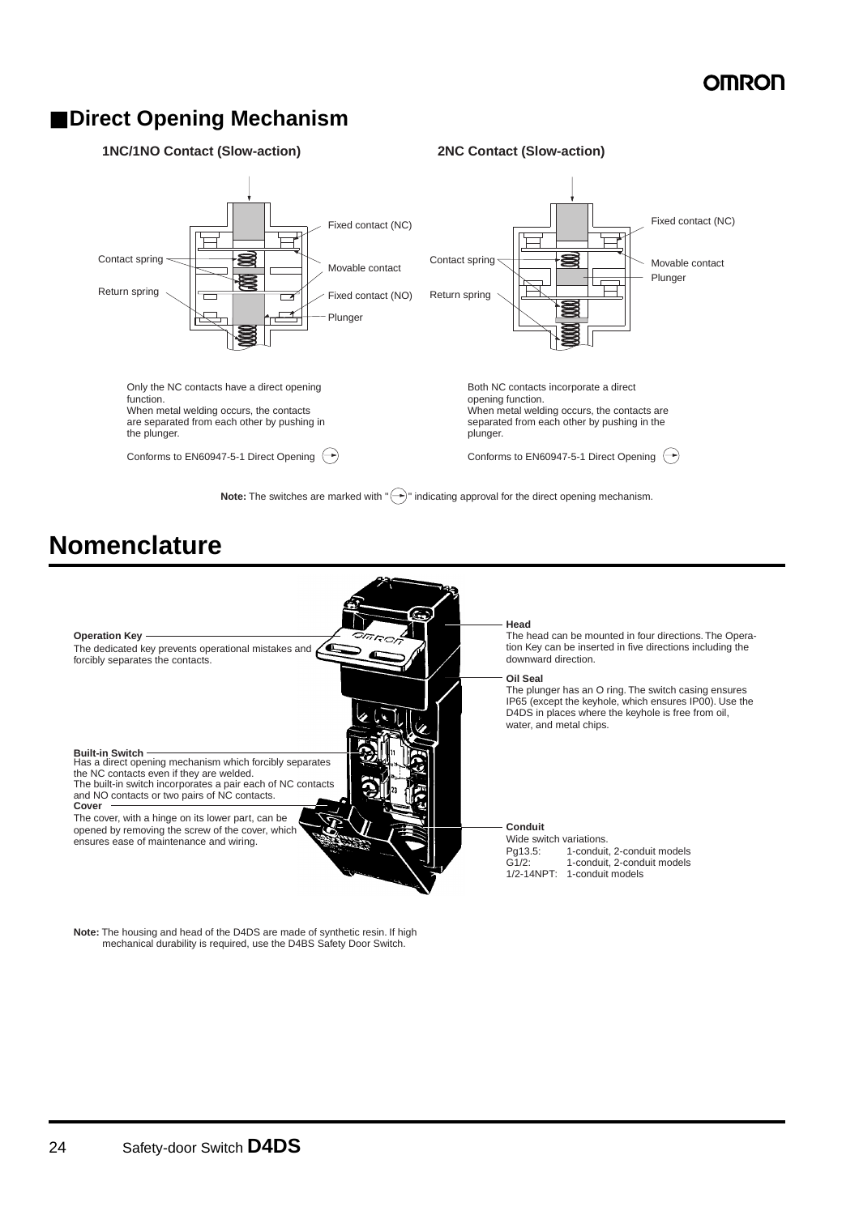## ■Direct Opening Mechanism

### 1NC/1NO Contact (Slow-action)

Fixed contact (NC)
Contact spring
Movable contact
Return spring
Fixed contact (NO)
Plunger

Only the NC contacts have a direct opening function.
When metal welding occurs, the contacts are separated from each other by pushing in the plunger.

Conforms to EN60947-5-1 Direct Opening ⊖

### 2NC Contact (Slow-action)

Fixed contact (NC)
Contact spring
Movable contact
Plunger
Return spring

Both NC contacts incorporate a direct opening function.
When metal welding occurs, the contacts are separated from each other by pushing in the plunger.

Conforms to EN60947-5-1 Direct Opening ⊖

**Note:** The switches are marked with "⊖" indicating approval for the direct opening mechanism.

# Nomenclature

**Operation Key**
The dedicated key prevents operational mistakes and forcibly separates the contacts.

**Built-in Switch**
Has a direct opening mechanism which forcibly separates the NC contacts even if they are welded.
The built-in switch incorporates a pair each of NC contacts and NO contacts or two pairs of NC contacts.

**Cover**
The cover, with a hinge on its lower part, can be opened by removing the screw of the cover, which ensures ease of maintenance and wiring.

**Head**
The head can be mounted in four directions. The Operation Key can be inserted in five directions including the downward direction.

**Oil Seal**
The plunger has an O ring. The switch casing ensures IP65 (except the keyhole, which ensures IP00). Use the D4DS in places where the keyhole is free from oil, water, and metal chips.

**Conduit**
Wide switch variations.

| | |
|---|---|
| Pg13.5: | 1-conduit, 2-conduit models |
| G1/2: | 1-conduit, 2-conduit models |
| 1/2-14NPT: | 1-conduit models |

**Note:** The housing and head of the D4DS are made of synthetic resin. If high mechanical durability is required, use the D4BS Safety Door Switch.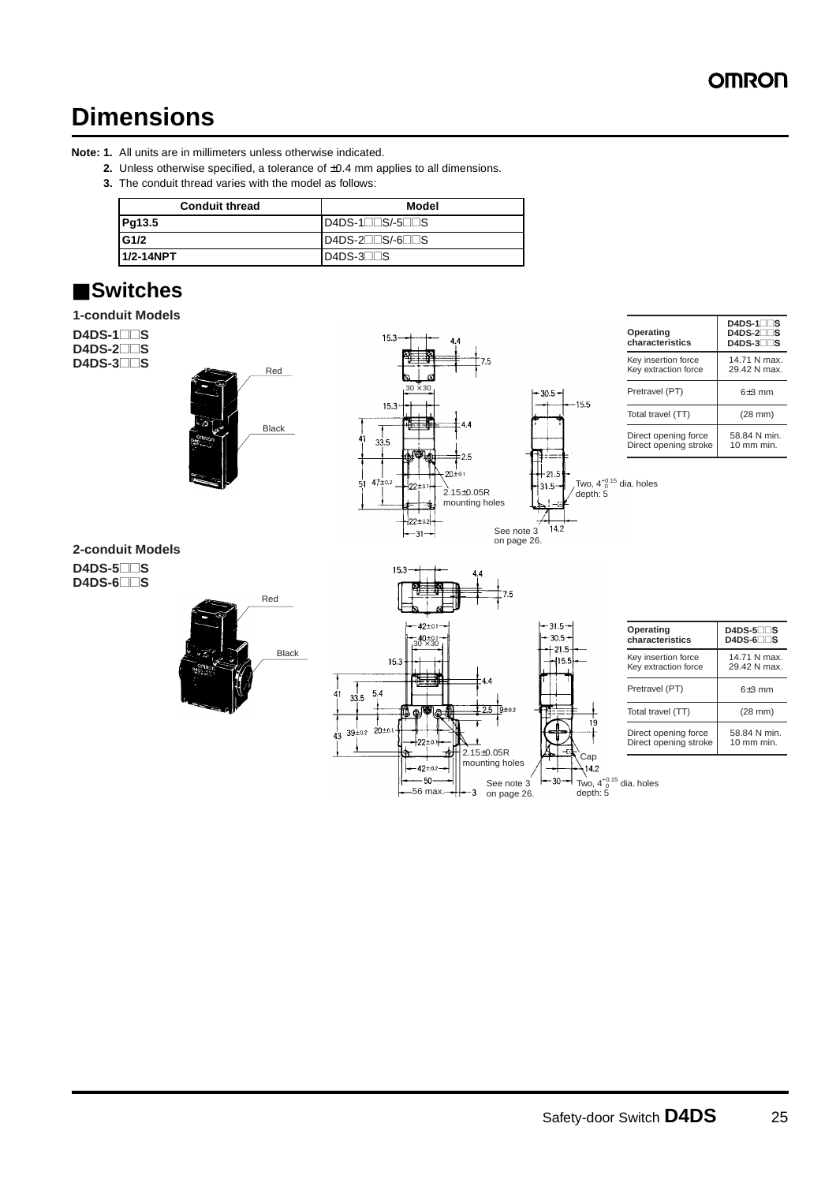# Dimensions

**Note: 1.** All units are in millimeters unless otherwise indicated.

**2.** Unless otherwise specified, a tolerance of ±0.4 mm applies to all dimensions.

**3.** The conduit thread varies with the model as follows:

| Conduit thread | Model |
|---|---|
| **Pg13.5** | D4DS-1□□S/-5□□S |
| **G1/2** | D4DS-2□□S/-6□□S |
| **1/2-14NPT** | D4DS-3□□S |

## ■Switches

### 1-conduit Models

**D4DS-1□□S**
**D4DS-2□□S**
**D4DS-3□□S**

Red

Black

15.3, 4.4, 7.5, 30 × 30, 15.3, 4.4, 41, 33.5, 2.5, 20±0.1, 51, 47±0.2, 22±0.1, 2.15±0.05R mounting holes, 22±0.2, 31, 30.5, 15.5, 21.5, 31.5, Two, $4^{+0.15}_{0}$ dia. holes depth: 5, 14.2, See note 3 on page 26.

| Operating characteristics | D4DS-1□□S D4DS-2□□S D4DS-3□□S |
|---|---|
| Key insertion force<br>Key extraction force | 14.71 N max.<br>29.42 N max. |
| Pretravel (PT) | 6±3 mm |
| Total travel (TT) | (28 mm) |
| Direct opening force<br>Direct opening stroke | 58.84 N min.<br>10 mm min. |

### 2-conduit Models

**D4DS-5□□S**
**D4DS-6□□S**

Red

Black

15.3, 4.4, 7.5, 42±0.1, 40±0.1, 30 × 30, 15.3, 4.4, 41, 33.5, 5.4, 2.5, 9±0.2, 43, 39±0.2, 20±0.1, 22±0.1, 2.15±0.05R mounting holes, 42±0.2, 50, 56 max., 3, See note 3 on page 26., 31.5, 30.5, 21.5, 15.5, 19, Cap, 14.2, 30, Two, $4^{+0.15}_{0}$ dia. holes depth: 5

| Operating characteristics | D4DS-5□□S D4DS-6□□S |
|---|---|
| Key insertion force<br>Key extraction force | 14.71 N max.<br>29.42 N max. |
| Pretravel (PT) | 6±3 mm |
| Total travel (TT) | (28 mm) |
| Direct opening force<br>Direct opening stroke | 58.84 N min.<br>10 mm min. |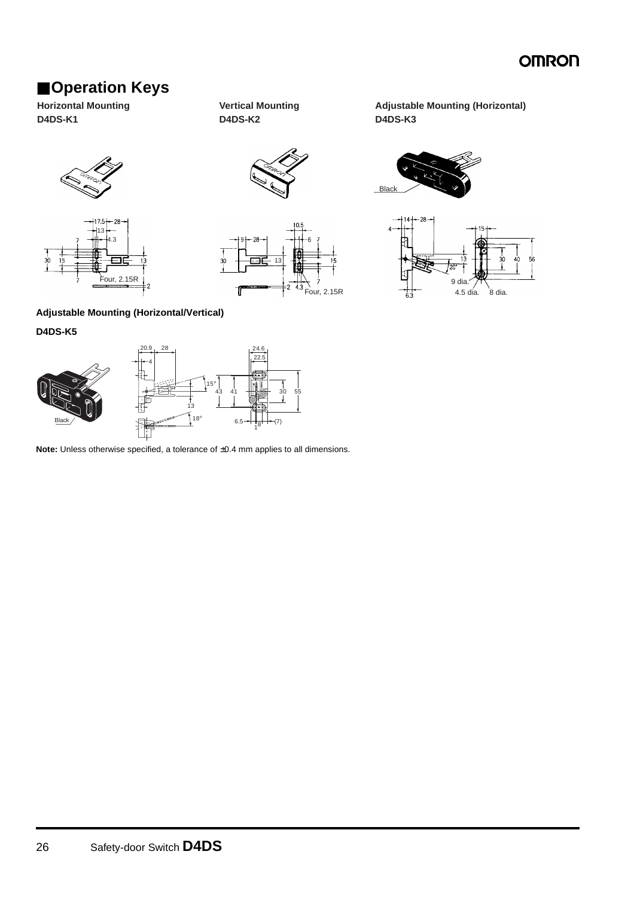## ■Operation Keys

**Horizontal Mounting**
**D4DS-K1**

**Vertical Mounting**
**D4DS-K2**

**Adjustable Mounting (Horizontal)**
**D4DS-K3**

**Adjustable Mounting (Horizontal/Vertical)**

**D4DS-K5**

**Note:** Unless otherwise specified, a tolerance of ±0.4 mm applies to all dimensions.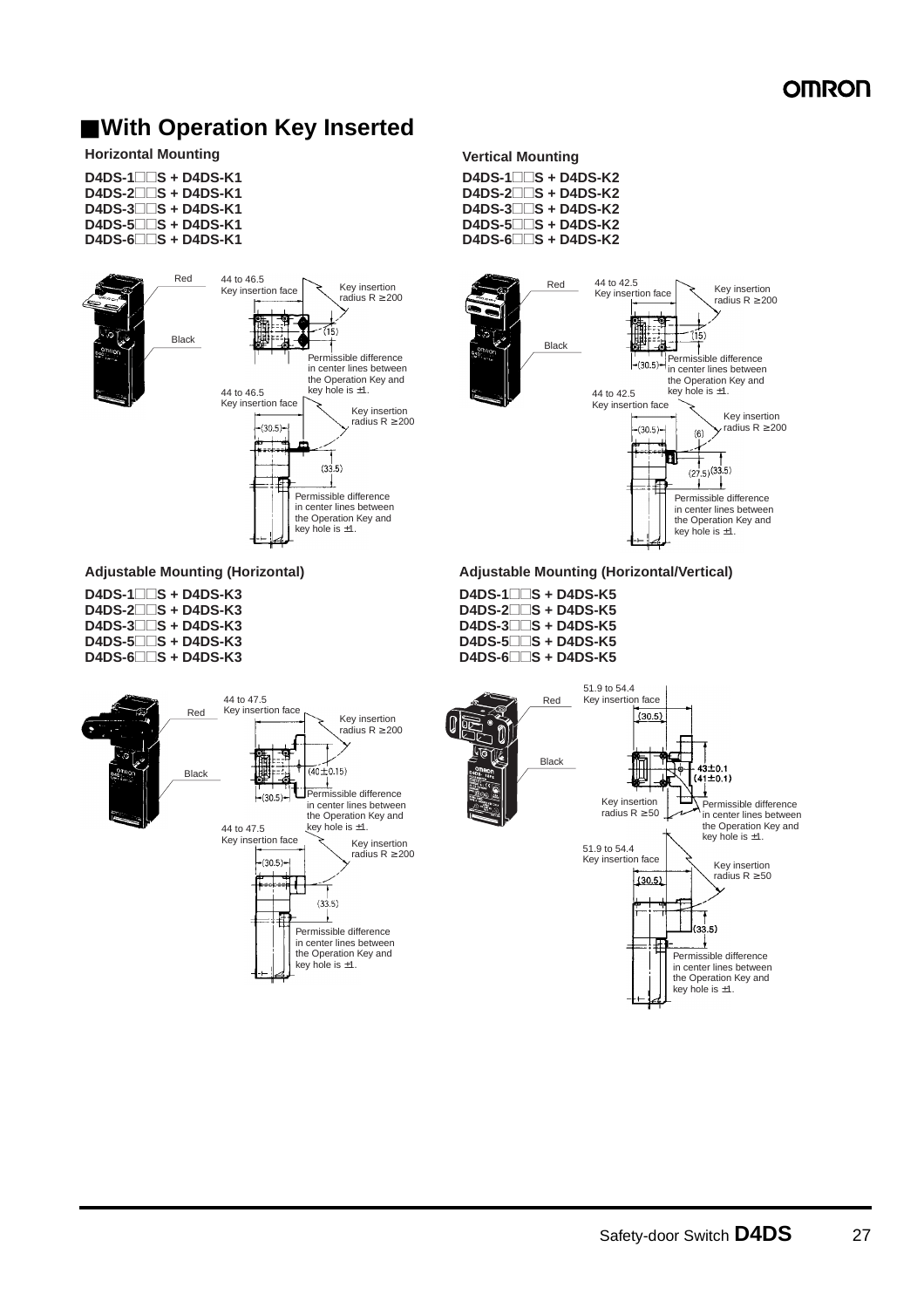## ■With Operation Key Inserted

### Horizontal Mounting

**D4DS-1□□S + D4DS-K1**
**D4DS-2□□S + D4DS-K1**
**D4DS-3□□S + D4DS-K1**
**D4DS-5□□S + D4DS-K1**
**D4DS-6□□S + D4DS-K1**

Red

Black

44 to 46.5
Key insertion face

Key insertion radius R ≥ 200

(15)

Permissible difference in center lines between the Operation Key and key hole is ±1.

44 to 46.5
Key insertion face

Key insertion radius R ≥ 200

(30.5)

(33.5)

Permissible difference in center lines between the Operation Key and key hole is ±1.

### Vertical Mounting

**D4DS-1□□S + D4DS-K2**
**D4DS-2□□S + D4DS-K2**
**D4DS-3□□S + D4DS-K2**
**D4DS-5□□S + D4DS-K2**
**D4DS-6□□S + D4DS-K2**

Red

Black

44 to 42.5
Key insertion face

Key insertion radius R ≥ 200

(15)

(30.5)

Permissible difference in center lines between the Operation Key and key hole is ±1.

44 to 42.5
Key insertion face

Key insertion radius R ≥ 200

(30.5)

(6)

(27.5) (33.5)

Permissible difference in center lines between the Operation Key and key hole is ±1.

### Adjustable Mounting (Horizontal)

**D4DS-1□□S + D4DS-K3**
**D4DS-2□□S + D4DS-K3**
**D4DS-3□□S + D4DS-K3**
**D4DS-5□□S + D4DS-K3**
**D4DS-6□□S + D4DS-K3**

Red

Black

44 to 47.5
Key insertion face

Key insertion radius R ≥ 200

(40 ± 0.15)

(30.5)

Permissible difference in center lines between the Operation Key and key hole is ±1.

44 to 47.5
Key insertion face

Key insertion radius R ≥ 200

(30.5)

(33.5)

Permissible difference in center lines between the Operation Key and key hole is ±1.

### Adjustable Mounting (Horizontal/Vertical)

**D4DS-1□□S + D4DS-K5**
**D4DS-2□□S + D4DS-K5**
**D4DS-3□□S + D4DS-K5**
**D4DS-5□□S + D4DS-K5**
**D4DS-6□□S + D4DS-K5**

Red

Black

51.9 to 54.4
Key insertion face

(30.5)

43 ± 0.1
(41 ± 0.1)

Key insertion radius R ≥ 50

Permissible difference in center lines between the Operation Key and key hole is ±1.

51.9 to 54.4
Key insertion face

Key insertion radius R ≥ 50

(30.5)

(33.5)

Permissible difference in center lines between the Operation Key and key hole is ±1.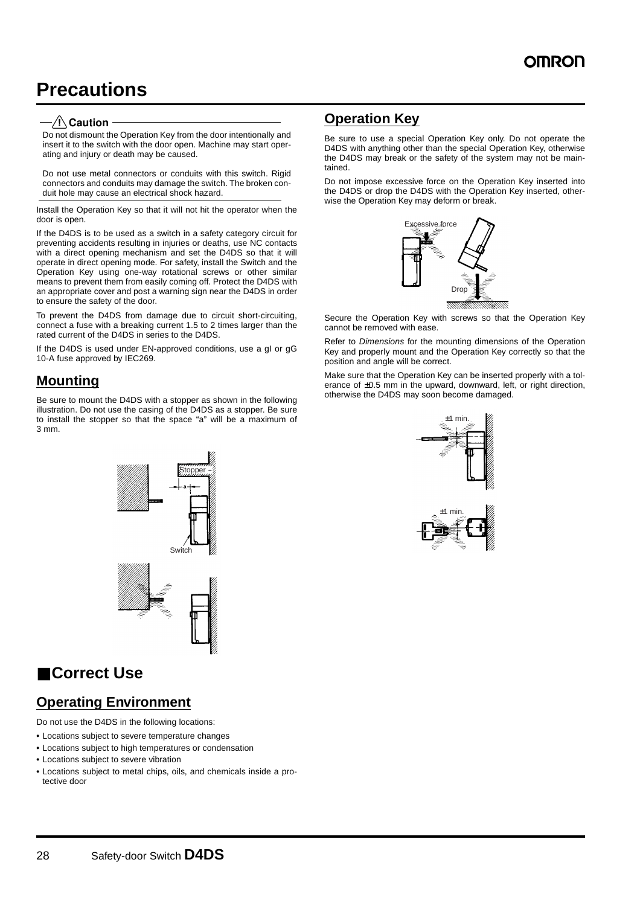# Precautions

**⚠ Caution**

Do not dismount the Operation Key from the door intentionally and insert it to the switch with the door open. Machine may start operating and injury or death may be caused.

Do not use metal connectors or conduits with this switch. Rigid connectors and conduits may damage the switch. The broken conduit hole may cause an electrical shock hazard.

Install the Operation Key so that it will not hit the operator when the door is open.

If the D4DS is to be used as a switch in a safety category circuit for preventing accidents resulting in injuries or deaths, use NC contacts with a direct opening mechanism and set the D4DS so that it will operate in direct opening mode. For safety, install the Switch and the Operation Key using one-way rotational screws or other similar means to prevent them from easily coming off. Protect the D4DS with an appropriate cover and post a warning sign near the D4DS in order to ensure the safety of the door.

To prevent the D4DS from damage due to circuit short-circuiting, connect a fuse with a breaking current 1.5 to 2 times larger than the rated current of the D4DS in series to the D4DS.

If the D4DS is used under EN-approved conditions, use a gI or gG 10-A fuse approved by IEC269.

## Mounting

Be sure to mount the D4DS with a stopper as shown in the following illustration. Do not use the casing of the D4DS as a stopper. Be sure to install the stopper so that the space "a" will be a maximum of 3 mm.

Stopper

a

Switch

## ■Correct Use

## Operating Environment

Do not use the D4DS in the following locations:

- Locations subject to severe temperature changes
- Locations subject to high temperatures or condensation
- Locations subject to severe vibration
- Locations subject to metal chips, oils, and chemicals inside a protective door

## Operation Key

Be sure to use a special Operation Key only. Do not operate the D4DS with anything other than the special Operation Key, otherwise the D4DS may break or the safety of the system may not be maintained.

Do not impose excessive force on the Operation Key inserted into the D4DS or drop the D4DS with the Operation Key inserted, otherwise the Operation Key may deform or break.

Excessive force

Drop

Secure the Operation Key with screws so that the Operation Key cannot be removed with ease.

Refer to *Dimensions* for the mounting dimensions of the Operation Key and properly mount and the Operation Key correctly so that the position and angle will be correct.

Make sure that the Operation Key can be inserted properly with a tolerance of ±0.5 mm in the upward, downward, left, or right direction, otherwise the D4DS may soon become damaged.

±1 min.

±1 min.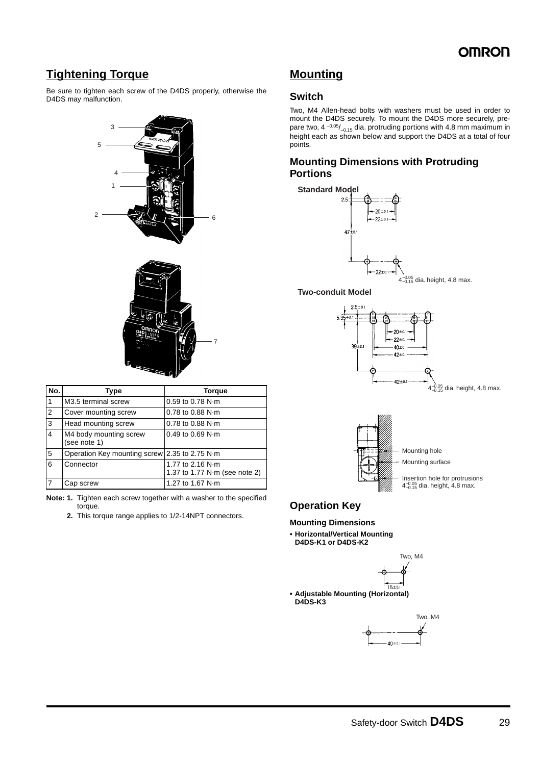## Tightening Torque

Be sure to tighten each screw of the D4DS properly, otherwise the D4DS may malfunction.

| No. | Type | Torque |
|---|---|---|
| 1 | M3.5 terminal screw | 0.59 to 0.78 N·m |
| 2 | Cover mounting screw | 0.78 to 0.88 N·m |
| 3 | Head mounting screw | 0.78 to 0.88 N·m |
| 4 | M4 body mounting screw (see note 1) | 0.49 to 0.69 N·m |
| 5 | Operation Key mounting screw | 2.35 to 2.75 N·m |
| 6 | Connector | 1.77 to 2.16 N·m<br>1.37 to 1.77 N·m (see note 2) |
| 7 | Cap screw | 1.27 to 1.67 N·m |

**Note: 1.** Tighten each screw together with a washer to the specified torque.

**2.** This torque range applies to 1/2-14NPT connectors.

## Mounting

### Switch

Two, M4 Allen-head bolts with washers must be used in order to mount the D4DS securely. To mount the D4DS more securely, prepare two, $4^{-0.05}/_{-0.15}$ dia. protruding portions with 4.8 mm maximum in height each as shown below and support the D4DS at a total of four points.

### Mounting Dimensions with Protruding Portions

**Standard Model**

2.5, 20±0.1, 22±0.1, 47±0.1, 22±0.1

$4^{-0.05}_{-0.15}$ dia. height, 4.8 max.

**Two-conduit Model**

2.5±0.1, 5.35±0.1, 20±0.1, 22±0.1, 39±0.1, 40±0.1, 42±0.1, 42±0.1

$4^{-0.05}_{-0.15}$ dia. height, 4.8 max.

Mounting hole

Mounting surface

Insertion hole for protrusions $4^{-0.05}_{-0.15}$ dia. height, 4.8 max.

## Operation Key

### Mounting Dimensions

- **Horizontal/Vertical Mounting D4DS-K1 or D4DS-K2**

Two, M4

15±0.1

- **Adjustable Mounting (Horizontal) D4DS-K3**

Two, M4

40±0.1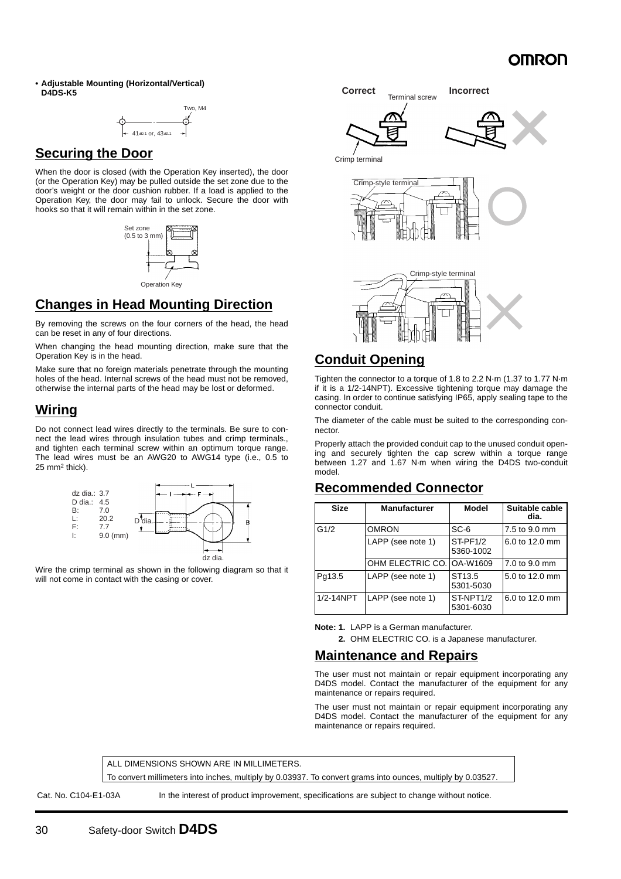- **Adjustable Mounting (Horizontal/Vertical)**
  **D4DS-K5**

Two, M4

41±0.1 or, 43±0.1

## Securing the Door

When the door is closed (with the Operation Key inserted), the door (or the Operation Key) may be pulled outside the set zone due to the door's weight or the door cushion rubber. If a load is applied to the Operation Key, the door may fail to unlock. Secure the door with hooks so that it will remain within in the set zone.

Set zone
(0.5 to 3 mm)

Operation Key

## Changes in Head Mounting Direction

By removing the screws on the four corners of the head, the head can be reset in any of four directions.

When changing the head mounting direction, make sure that the Operation Key is in the head.

Make sure that no foreign materials penetrate through the mounting holes of the head. Internal screws of the head must not be removed, otherwise the internal parts of the head may be lost or deformed.

## Wiring

Do not connect lead wires directly to the terminals. Be sure to connect the lead wires through insulation tubes and crimp terminals., and tighten each terminal screw within an optimum torque range. The lead wires must be an AWG20 to AWG14 type (i.e., 0.5 to 25 mm² thick).

dz dia.: 3.7
D dia.: 4.5
B: 7.0
L: 20.2
F: 7.7
I: 9.0 (mm)

Wire the crimp terminal as shown in the following diagram so that it will not come in contact with the casing or cover.

Correct
Incorrect
Terminal screw
Crimp terminal
Crimp-style terminal
Crimp-style terminal

## Conduit Opening

Tighten the connector to a torque of 1.8 to 2.2 N·m (1.37 to 1.77 N·m if it is a 1/2-14NPT). Excessive tightening torque may damage the casing. In order to continue satisfying IP65, apply sealing tape to the connector conduit.

The diameter of the cable must be suited to the corresponding connector.

Properly attach the provided conduit cap to the unused conduit opening and securely tighten the cap screw within a torque range between 1.27 and 1.67 N·m when wiring the D4DS two-conduit model.

## Recommended Connector

| Size | Manufacturer | Model | Suitable cable dia. |
|---|---|---|---|
| G1/2 | OMRON | SC-6 | 7.5 to 9.0 mm |
| | LAPP (see note 1) | ST-PF1/2 5360-1002 | 6.0 to 12.0 mm |
| | OHM ELECTRIC CO. | OA-W1609 | 7.0 to 9.0 mm |
| Pg13.5 | LAPP (see note 1) | ST13.5 5301-5030 | 5.0 to 12.0 mm |
| 1/2-14NPT | LAPP (see note 1) | ST-NPT1/2 5301-6030 | 6.0 to 12.0 mm |

**Note: 1.** LAPP is a German manufacturer.
**2.** OHM ELECTRIC CO. is a Japanese manufacturer.

## Maintenance and Repairs

The user must not maintain or repair equipment incorporating any D4DS model. Contact the manufacturer of the equipment for any maintenance or repairs required.

The user must not maintain or repair equipment incorporating any D4DS model. Contact the manufacturer of the equipment for any maintenance or repairs required.

ALL DIMENSIONS SHOWN ARE IN MILLIMETERS.
To convert millimeters into inches, multiply by 0.03937. To convert grams into ounces, multiply by 0.03527.

Cat. No. C104-E1-03A In the interest of product improvement, specifications are subject to change without notice.